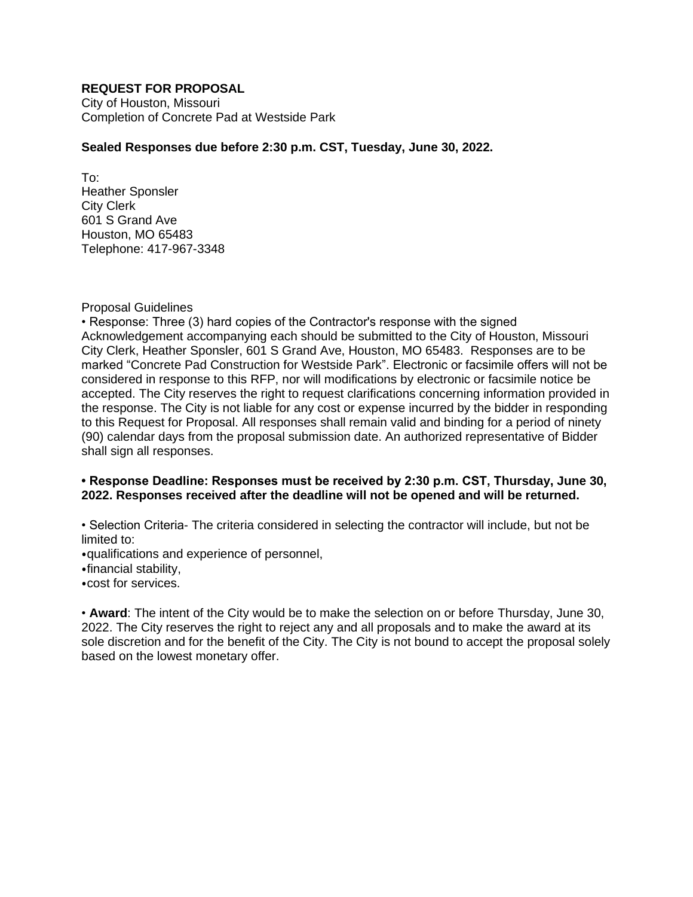**REQUEST FOR PROPOSAL**
City of Houston, Missouri
Completion of Concrete Pad at Westside Park

**Sealed Responses due before 2:30 p.m. CST, Tuesday, June 30, 2022.**

To:
Heather Sponsler
City Clerk
601 S Grand Ave
Houston, MO 65483
Telephone: 417-967-3348

Proposal Guidelines

• Response: Three (3) hard copies of the Contractor's response with the signed Acknowledgement accompanying each should be submitted to the City of Houston, Missouri City Clerk, Heather Sponsler, 601 S Grand Ave, Houston, MO 65483. Responses are to be marked "Concrete Pad Construction for Westside Park". Electronic or facsimile offers will not be considered in response to this RFP, nor will modifications by electronic or facsimile notice be accepted. The City reserves the right to request clarifications concerning information provided in the response. The City is not liable for any cost or expense incurred by the bidder in responding to this Request for Proposal. All responses shall remain valid and binding for a period of ninety (90) calendar days from the proposal submission date. An authorized representative of Bidder shall sign all responses.

**• Response Deadline: Responses must be received by 2:30 p.m. CST, Thursday, June 30, 2022. Responses received after the deadline will not be opened and will be returned.**

• Selection Criteria- The criteria considered in selecting the contractor will include, but not be limited to:

- qualifications and experience of personnel,
- financial stability,
- cost for services.

• **Award**: The intent of the City would be to make the selection on or before Thursday, June 30, 2022. The City reserves the right to reject any and all proposals and to make the award at its sole discretion and for the benefit of the City. The City is not bound to accept the proposal solely based on the lowest monetary offer.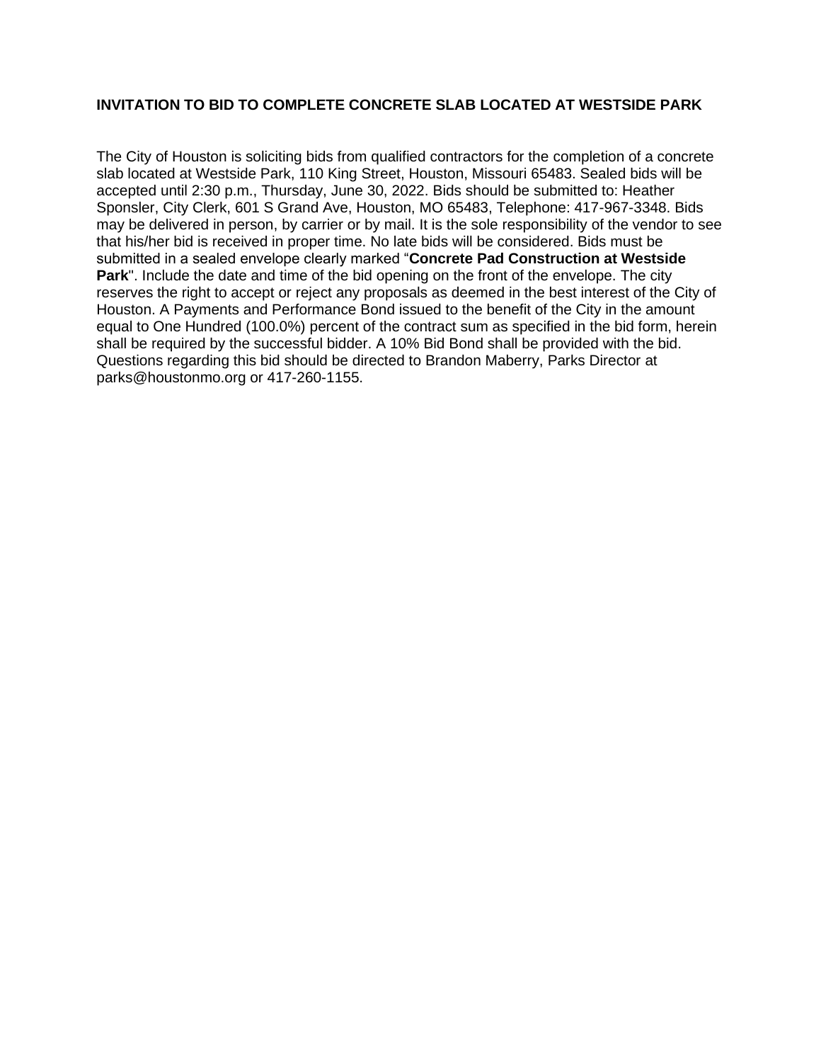**INVITATION TO BID TO COMPLETE CONCRETE SLAB LOCATED AT WESTSIDE PARK**

The City of Houston is soliciting bids from qualified contractors for the completion of a concrete slab located at Westside Park, 110 King Street, Houston, Missouri 65483. Sealed bids will be accepted until 2:30 p.m., Thursday, June 30, 2022. Bids should be submitted to: Heather Sponsler, City Clerk, 601 S Grand Ave, Houston, MO 65483, Telephone: 417-967-3348. Bids may be delivered in person, by carrier or by mail. It is the sole responsibility of the vendor to see that his/her bid is received in proper time. No late bids will be considered. Bids must be submitted in a sealed envelope clearly marked "**Concrete Pad Construction at Westside Park**". Include the date and time of the bid opening on the front of the envelope. The city reserves the right to accept or reject any proposals as deemed in the best interest of the City of Houston. A Payments and Performance Bond issued to the benefit of the City in the amount equal to One Hundred (100.0%) percent of the contract sum as specified in the bid form, herein shall be required by the successful bidder. A 10% Bid Bond shall be provided with the bid. Questions regarding this bid should be directed to Brandon Maberry, Parks Director at parks@houstonmo.org or 417-260-1155.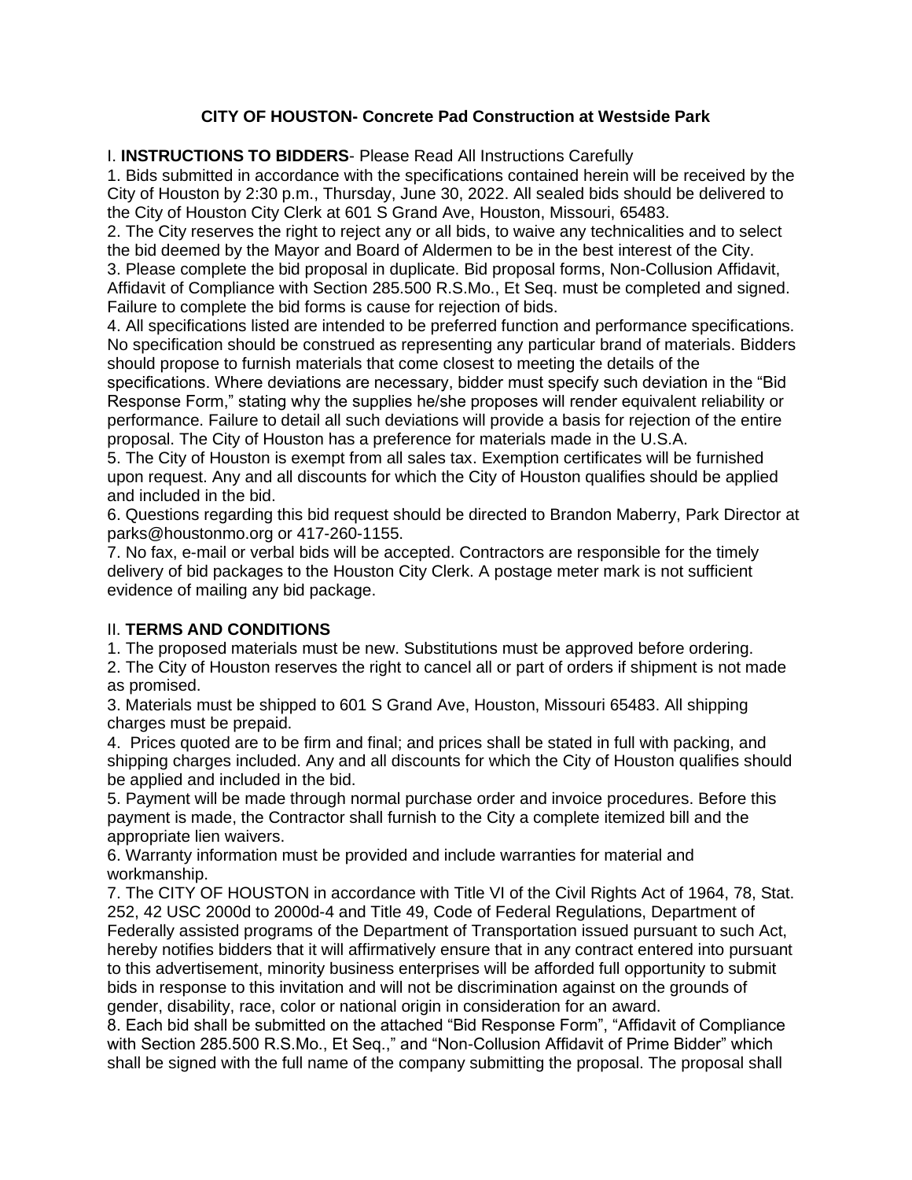# CITY OF HOUSTON- Concrete Pad Construction at Westside Park

## I. **INSTRUCTIONS TO BIDDERS**- Please Read All Instructions Carefully

1. Bids submitted in accordance with the specifications contained herein will be received by the City of Houston by 2:30 p.m., Thursday, June 30, 2022. All sealed bids should be delivered to the City of Houston City Clerk at 601 S Grand Ave, Houston, Missouri, 65483.
2. The City reserves the right to reject any or all bids, to waive any technicalities and to select the bid deemed by the Mayor and Board of Aldermen to be in the best interest of the City.
3. Please complete the bid proposal in duplicate. Bid proposal forms, Non-Collusion Affidavit, Affidavit of Compliance with Section 285.500 R.S.Mo., Et Seq. must be completed and signed. Failure to complete the bid forms is cause for rejection of bids.
4. All specifications listed are intended to be preferred function and performance specifications. No specification should be construed as representing any particular brand of materials. Bidders should propose to furnish materials that come closest to meeting the details of the specifications. Where deviations are necessary, bidder must specify such deviation in the "Bid Response Form," stating why the supplies he/she proposes will render equivalent reliability or performance. Failure to detail all such deviations will provide a basis for rejection of the entire proposal. The City of Houston has a preference for materials made in the U.S.A.
5. The City of Houston is exempt from all sales tax. Exemption certificates will be furnished upon request. Any and all discounts for which the City of Houston qualifies should be applied and included in the bid.
6. Questions regarding this bid request should be directed to Brandon Maberry, Park Director at parks@houstonmo.org or 417-260-1155.
7. No fax, e-mail or verbal bids will be accepted. Contractors are responsible for the timely delivery of bid packages to the Houston City Clerk. A postage meter mark is not sufficient evidence of mailing any bid package.

## II. **TERMS AND CONDITIONS**

1. The proposed materials must be new. Substitutions must be approved before ordering.
2. The City of Houston reserves the right to cancel all or part of orders if shipment is not made as promised.
3. Materials must be shipped to 601 S Grand Ave, Houston, Missouri 65483. All shipping charges must be prepaid.
4. Prices quoted are to be firm and final; and prices shall be stated in full with packing, and shipping charges included. Any and all discounts for which the City of Houston qualifies should be applied and included in the bid.
5. Payment will be made through normal purchase order and invoice procedures. Before this payment is made, the Contractor shall furnish to the City a complete itemized bill and the appropriate lien waivers.
6. Warranty information must be provided and include warranties for material and workmanship.
7. The CITY OF HOUSTON in accordance with Title VI of the Civil Rights Act of 1964, 78, Stat. 252, 42 USC 2000d to 2000d-4 and Title 49, Code of Federal Regulations, Department of Federally assisted programs of the Department of Transportation issued pursuant to such Act, hereby notifies bidders that it will affirmatively ensure that in any contract entered into pursuant to this advertisement, minority business enterprises will be afforded full opportunity to submit bids in response to this invitation and will not be discrimination against on the grounds of gender, disability, race, color or national origin in consideration for an award.
8. Each bid shall be submitted on the attached "Bid Response Form", "Affidavit of Compliance with Section 285.500 R.S.Mo., Et Seq.," and "Non-Collusion Affidavit of Prime Bidder" which shall be signed with the full name of the company submitting the proposal. The proposal shall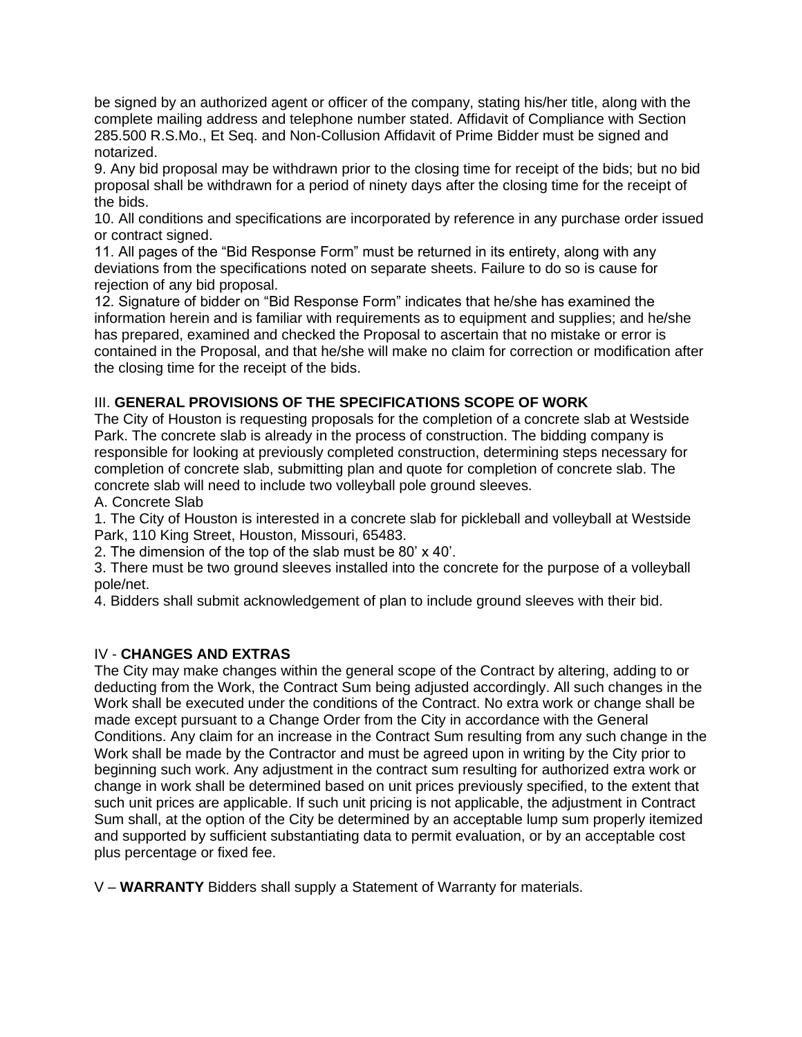be signed by an authorized agent or officer of the company, stating his/her title, along with the complete mailing address and telephone number stated. Affidavit of Compliance with Section 285.500 R.S.Mo., Et Seq. and Non-Collusion Affidavit of Prime Bidder must be signed and notarized.

9. Any bid proposal may be withdrawn prior to the closing time for receipt of the bids; but no bid proposal shall be withdrawn for a period of ninety days after the closing time for the receipt of the bids.

10. All conditions and specifications are incorporated by reference in any purchase order issued or contract signed.

11. All pages of the "Bid Response Form" must be returned in its entirety, along with any deviations from the specifications noted on separate sheets. Failure to do so is cause for rejection of any bid proposal.

12. Signature of bidder on "Bid Response Form" indicates that he/she has examined the information herein and is familiar with requirements as to equipment and supplies; and he/she has prepared, examined and checked the Proposal to ascertain that no mistake or error is contained in the Proposal, and that he/she will make no claim for correction or modification after the closing time for the receipt of the bids.

## III. **GENERAL PROVISIONS OF THE SPECIFICATIONS SCOPE OF WORK**

The City of Houston is requesting proposals for the completion of a concrete slab at Westside Park. The concrete slab is already in the process of construction. The bidding company is responsible for looking at previously completed construction, determining steps necessary for completion of concrete slab, submitting plan and quote for completion of concrete slab. The concrete slab will need to include two volleyball pole ground sleeves.

A. Concrete Slab

1. The City of Houston is interested in a concrete slab for pickleball and volleyball at Westside Park, 110 King Street, Houston, Missouri, 65483.
2. The dimension of the top of the slab must be 80' x 40'.
3. There must be two ground sleeves installed into the concrete for the purpose of a volleyball pole/net.
4. Bidders shall submit acknowledgement of plan to include ground sleeves with their bid.

## IV - **CHANGES AND EXTRAS**

The City may make changes within the general scope of the Contract by altering, adding to or deducting from the Work, the Contract Sum being adjusted accordingly. All such changes in the Work shall be executed under the conditions of the Contract. No extra work or change shall be made except pursuant to a Change Order from the City in accordance with the General Conditions. Any claim for an increase in the Contract Sum resulting from any such change in the Work shall be made by the Contractor and must be agreed upon in writing by the City prior to beginning such work. Any adjustment in the contract sum resulting for authorized extra work or change in work shall be determined based on unit prices previously specified, to the extent that such unit prices are applicable. If such unit pricing is not applicable, the adjustment in Contract Sum shall, at the option of the City be determined by an acceptable lump sum properly itemized and supported by sufficient substantiating data to permit evaluation, or by an acceptable cost plus percentage or fixed fee.

V – **WARRANTY** Bidders shall supply a Statement of Warranty for materials.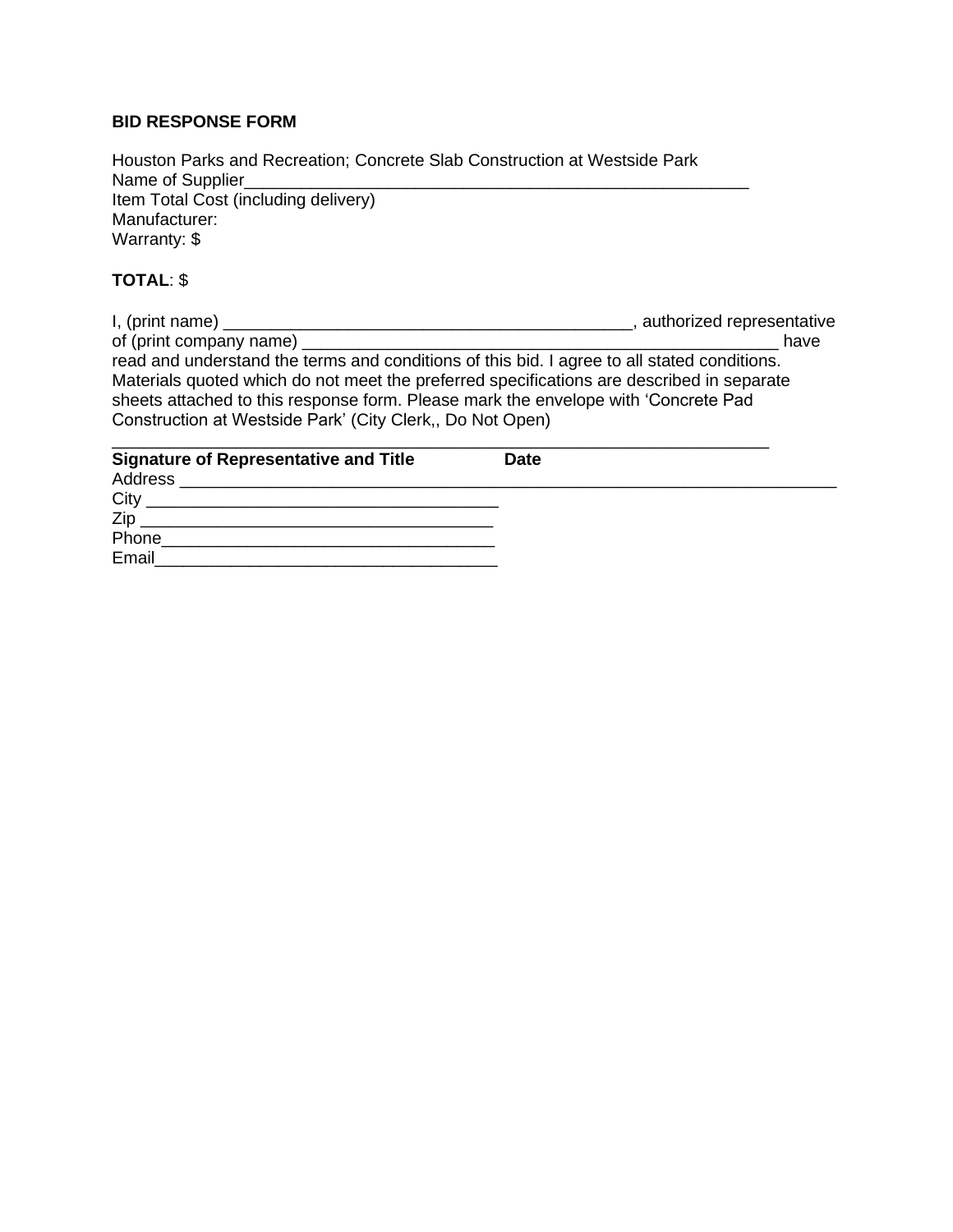**BID RESPONSE FORM**

Houston Parks and Recreation; Concrete Slab Construction at Westside Park
Name of Supplier_______________________________________________________
Item Total Cost (including delivery)
Manufacturer:
Warranty: $

**TOTAL**: $

I, (print name) ____________________________________________, authorized representative of (print company name) ___________________________________________________ have read and understand the terms and conditions of this bid. I agree to all stated conditions. Materials quoted which do not meet the preferred specifications are described in separate sheets attached to this response form. Please mark the envelope with 'Concrete Pad Construction at Westside Park' (City Clerk,, Do Not Open)

_______________________________________________________________________
**Signature of Representative and Title** **Date**
Address _______________________________________________________________________
City _____________________________________
Zip _____________________________________
Phone____________________________________
Email____________________________________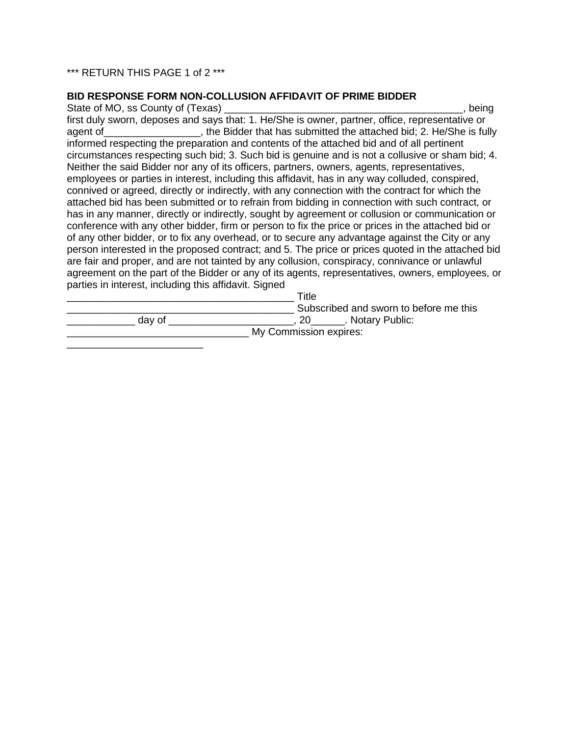*** RETURN THIS PAGE 1 of 2 ***

**BID RESPONSE FORM NON-COLLUSION AFFIDAVIT OF PRIME BIDDER**

State of MO, ss County of (Texas) ___________________________________________, being first duly sworn, deposes and says that: 1. He/She is owner, partner, office, representative or agent of_________________, the Bidder that has submitted the attached bid; 2. He/She is fully informed respecting the preparation and contents of the attached bid and of all pertinent circumstances respecting such bid; 3. Such bid is genuine and is not a collusive or sham bid; 4. Neither the said Bidder nor any of its officers, partners, owners, agents, representatives, employees or parties in interest, including this affidavit, has in any way colluded, conspired, connived or agreed, directly or indirectly, with any connection with the contract for which the attached bid has been submitted or to refrain from bidding in connection with such contract, or has in any manner, directly or indirectly, sought by agreement or collusion or communication or conference with any other bidder, firm or person to fix the price or prices in the attached bid or of any other bidder, or to fix any overhead, or to secure any advantage against the City or any person interested in the proposed contract; and 5. The price or prices quoted in the attached bid are fair and proper, and are not tainted by any collusion, conspiracy, connivance or unlawful agreement on the part of the Bidder or any of its agents, representatives, owners, employees, or parties in interest, including this affidavit. Signed ________________________________________ Title ________________________________________ Subscribed and sworn to before me this ____________ day of ______________________, 20______. Notary Public: ________________________________ My Commission expires: ________________________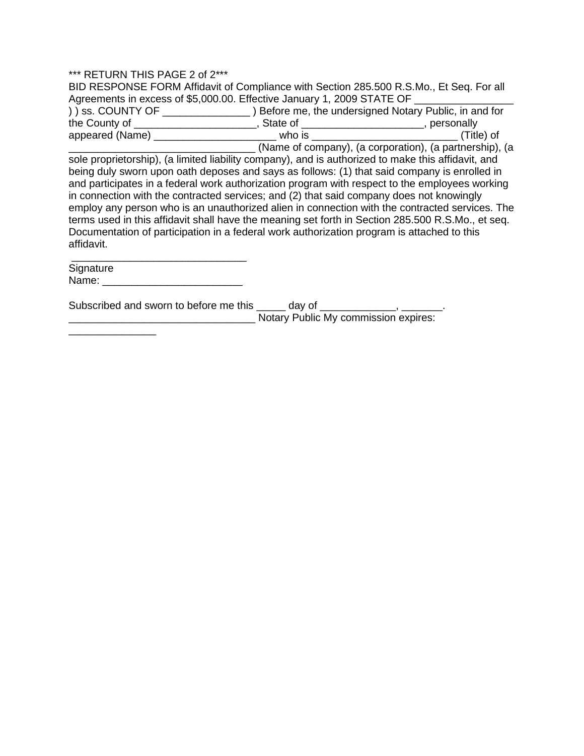*** RETURN THIS PAGE 2 of 2***

BID RESPONSE FORM Affidavit of Compliance with Section 285.500 R.S.Mo., Et Seq. For all Agreements in excess of $5,000.00. Effective January 1, 2009 STATE OF _________________ ) ) ss. COUNTY OF _______________ ) Before me, the undersigned Notary Public, in and for the County of _____________________, State of _____________________, personally appeared (Name) _____________________ who is _________________________ (Title) of ________________________________ (Name of company), (a corporation), (a partnership), (a sole proprietorship), (a limited liability company), and is authorized to make this affidavit, and being duly sworn upon oath deposes and says as follows: (1) that said company is enrolled in and participates in a federal work authorization program with respect to the employees working in connection with the contracted services; and (2) that said company does not knowingly employ any person who is an unauthorized alien in connection with the contracted services. The terms used in this affidavit shall have the meaning set forth in Section 285.500 R.S.Mo., et seq. Documentation of participation in a federal work authorization program is attached to this affidavit.

______________________________
Signature
Name: ________________________

Subscribed and sworn to before me this _____ day of _____________, _______.
________________________________ Notary Public My commission expires: _______________